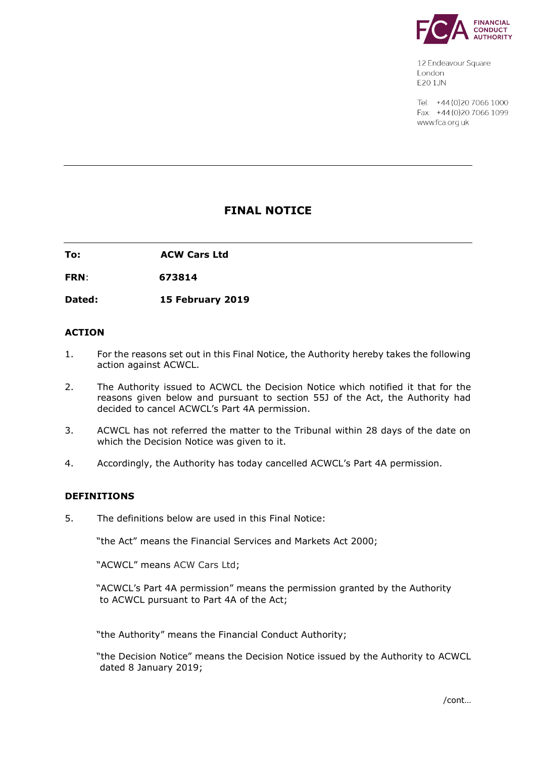FINANCIAL CONDUCT AUTHORITY

12 Endeavour Square
London
E20 1JN

Tel: +44 (0)20 7066 1000
Fax: +44 (0)20 7066 1099
www.fca.org.uk

---

# FINAL NOTICE

---

**To:** **ACW Cars Ltd**

**FRN**: **673814**

**Dated:** **15 February 2019**

## ACTION

1. For the reasons set out in this Final Notice, the Authority hereby takes the following action against ACWCL.

2. The Authority issued to ACWCL the Decision Notice which notified it that for the reasons given below and pursuant to section 55J of the Act, the Authority had decided to cancel ACWCL's Part 4A permission.

3. ACWCL has not referred the matter to the Tribunal within 28 days of the date on which the Decision Notice was given to it.

4. Accordingly, the Authority has today cancelled ACWCL's Part 4A permission.

## DEFINITIONS

5. The definitions below are used in this Final Notice:

   "the Act" means the Financial Services and Markets Act 2000;

   "ACWCL" means ACW Cars Ltd;

   "ACWCL's Part 4A permission" means the permission granted by the Authority to ACWCL pursuant to Part 4A of the Act;

   "the Authority" means the Financial Conduct Authority;

   "the Decision Notice" means the Decision Notice issued by the Authority to ACWCL dated 8 January 2019;

/cont…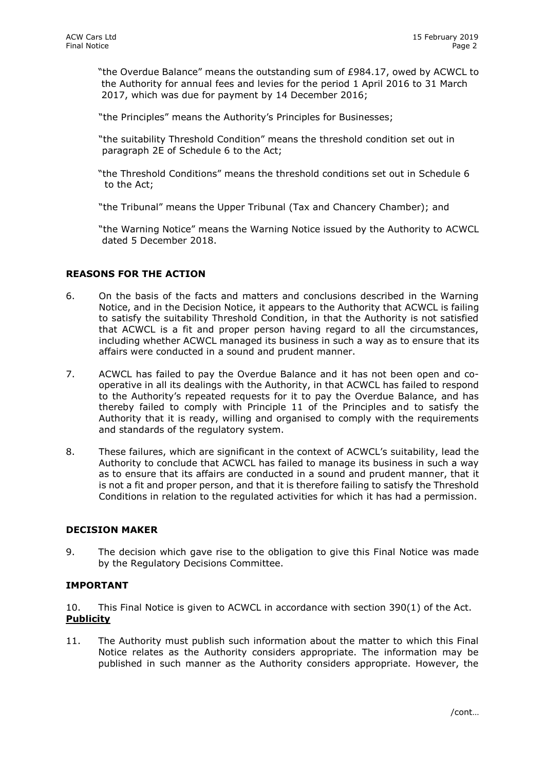"the Overdue Balance" means the outstanding sum of £984.17, owed by ACWCL to the Authority for annual fees and levies for the period 1 April 2016 to 31 March 2017, which was due for payment by 14 December 2016;

"the Principles" means the Authority's Principles for Businesses;

"the suitability Threshold Condition" means the threshold condition set out in paragraph 2E of Schedule 6 to the Act;

"the Threshold Conditions" means the threshold conditions set out in Schedule 6 to the Act;

"the Tribunal" means the Upper Tribunal (Tax and Chancery Chamber); and

"the Warning Notice" means the Warning Notice issued by the Authority to ACWCL dated 5 December 2018.

## REASONS FOR THE ACTION

6. On the basis of the facts and matters and conclusions described in the Warning Notice, and in the Decision Notice, it appears to the Authority that ACWCL is failing to satisfy the suitability Threshold Condition, in that the Authority is not satisfied that ACWCL is a fit and proper person having regard to all the circumstances, including whether ACWCL managed its business in such a way as to ensure that its affairs were conducted in a sound and prudent manner.

7. ACWCL has failed to pay the Overdue Balance and it has not been open and co-operative in all its dealings with the Authority, in that ACWCL has failed to respond to the Authority's repeated requests for it to pay the Overdue Balance, and has thereby failed to comply with Principle 11 of the Principles and to satisfy the Authority that it is ready, willing and organised to comply with the requirements and standards of the regulatory system.

8. These failures, which are significant in the context of ACWCL's suitability, lead the Authority to conclude that ACWCL has failed to manage its business in such a way as to ensure that its affairs are conducted in a sound and prudent manner, that it is not a fit and proper person, and that it is therefore failing to satisfy the Threshold Conditions in relation to the regulated activities for which it has had a permission.

## DECISION MAKER

9. The decision which gave rise to the obligation to give this Final Notice was made by the Regulatory Decisions Committee.

## IMPORTANT

10. This Final Notice is given to ACWCL in accordance with section 390(1) of the Act.

### Publicity

11. The Authority must publish such information about the matter to which this Final Notice relates as the Authority considers appropriate. The information may be published in such manner as the Authority considers appropriate. However, the

/cont…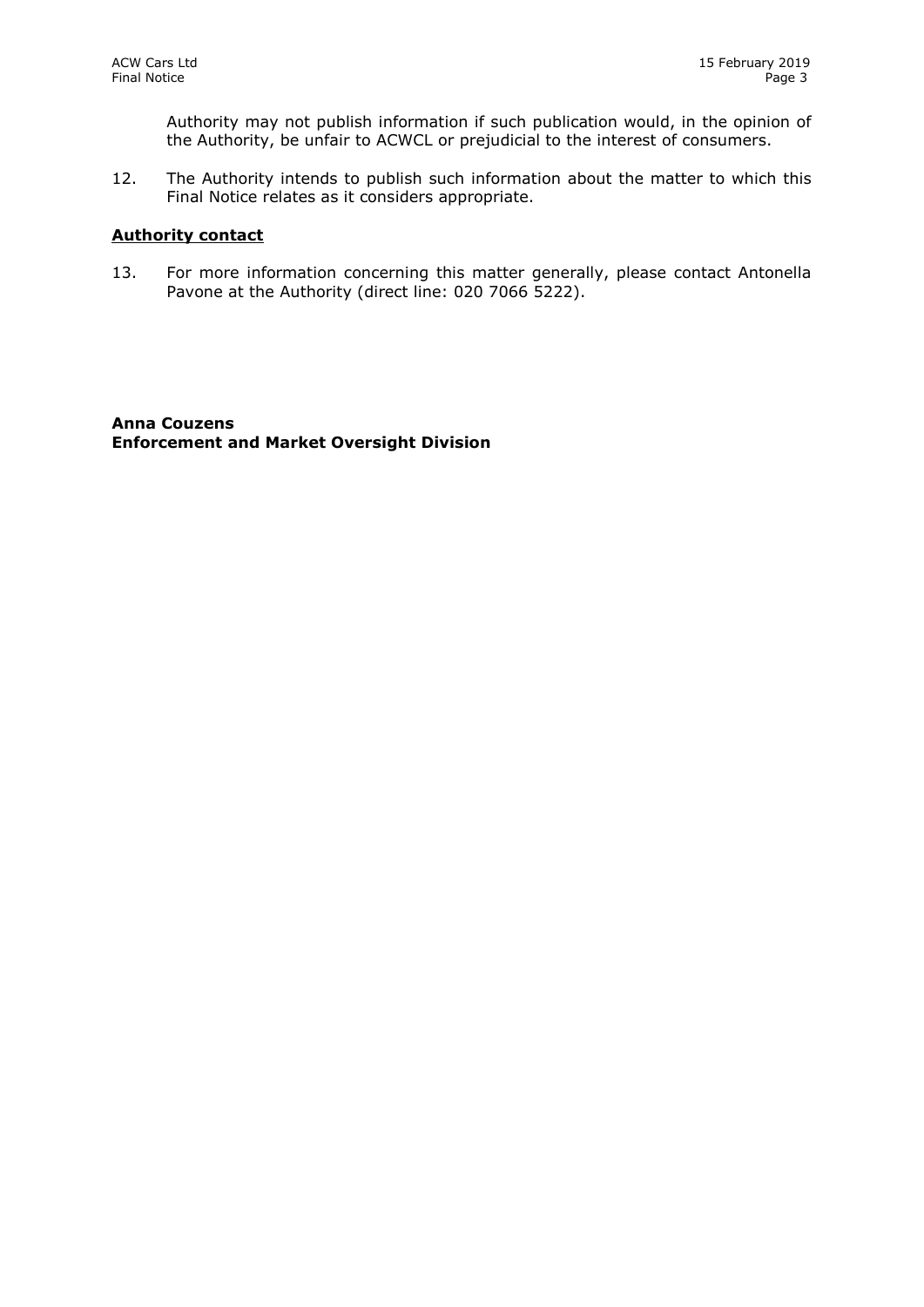Authority may not publish information if such publication would, in the opinion of the Authority, be unfair to ACWCL or prejudicial to the interest of consumers.

12. The Authority intends to publish such information about the matter to which this Final Notice relates as it considers appropriate.

## Authority contact

13. For more information concerning this matter generally, please contact Antonella Pavone at the Authority (direct line: 020 7066 5222).

**Anna Couzens**
**Enforcement and Market Oversight Division**